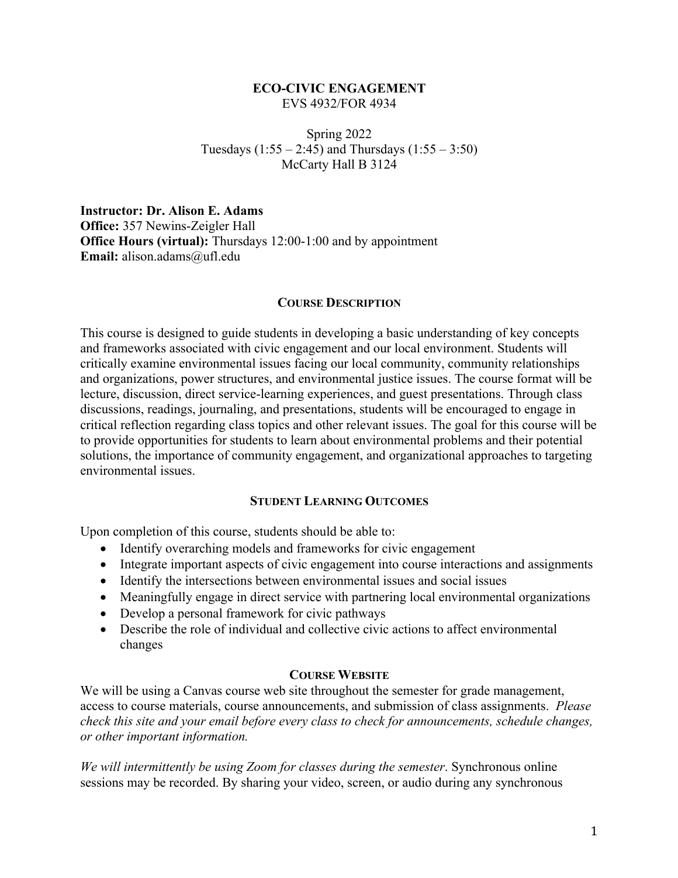# ECO-CIVIC ENGAGEMENT

EVS 4932/FOR 4934

Spring 2022

Tuesdays (1:55 – 2:45) and Thursdays (1:55 – 3:50)

McCarty Hall B 3124

**Instructor: Dr. Alison E. Adams**
**Office:** 357 Newins-Zeigler Hall
**Office Hours (virtual):** Thursdays 12:00-1:00 and by appointment
**Email:** alison.adams@ufl.edu

## COURSE DESCRIPTION

This course is designed to guide students in developing a basic understanding of key concepts and frameworks associated with civic engagement and our local environment. Students will critically examine environmental issues facing our local community, community relationships and organizations, power structures, and environmental justice issues. The course format will be lecture, discussion, direct service-learning experiences, and guest presentations. Through class discussions, readings, journaling, and presentations, students will be encouraged to engage in critical reflection regarding class topics and other relevant issues. The goal for this course will be to provide opportunities for students to learn about environmental problems and their potential solutions, the importance of community engagement, and organizational approaches to targeting environmental issues.

## STUDENT LEARNING OUTCOMES

Upon completion of this course, students should be able to:

- Identify overarching models and frameworks for civic engagement
- Integrate important aspects of civic engagement into course interactions and assignments
- Identify the intersections between environmental issues and social issues
- Meaningfully engage in direct service with partnering local environmental organizations
- Develop a personal framework for civic pathways
- Describe the role of individual and collective civic actions to affect environmental changes

## COURSE WEBSITE

We will be using a Canvas course web site throughout the semester for grade management, access to course materials, course announcements, and submission of class assignments. *Please check this site and your email before every class to check for announcements, schedule changes, or other important information.*

*We will intermittently be using Zoom for classes during the semester*. Synchronous online sessions may be recorded. By sharing your video, screen, or audio during any synchronous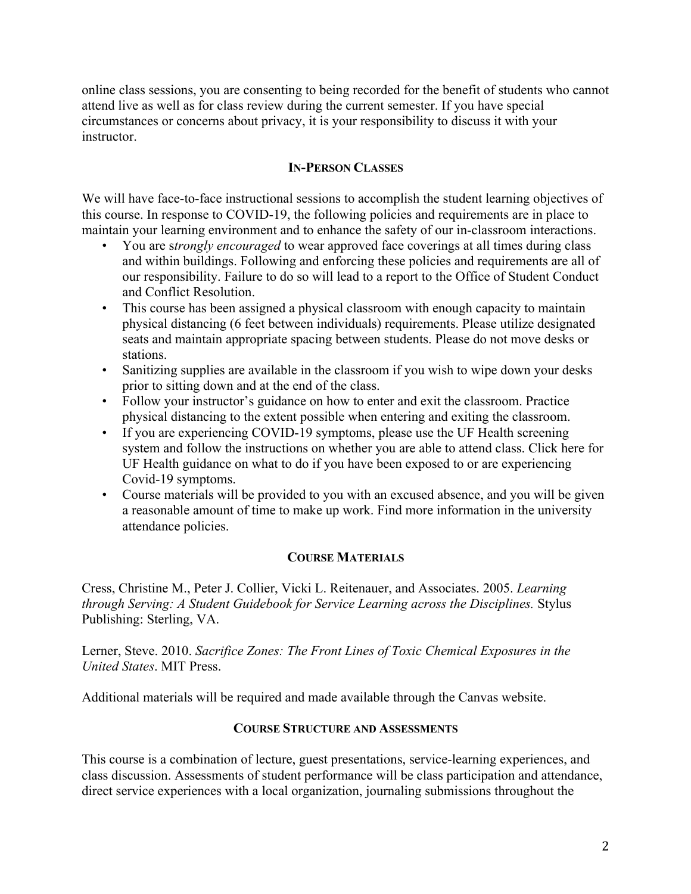online class sessions, you are consenting to being recorded for the benefit of students who cannot attend live as well as for class review during the current semester. If you have special circumstances or concerns about privacy, it is your responsibility to discuss it with your instructor.

## IN-PERSON CLASSES

We will have face-to-face instructional sessions to accomplish the student learning objectives of this course. In response to COVID-19, the following policies and requirements are in place to maintain your learning environment and to enhance the safety of our in-classroom interactions.

- You are s*trongly encouraged* to wear approved face coverings at all times during class and within buildings. Following and enforcing these policies and requirements are all of our responsibility. Failure to do so will lead to a report to the Office of Student Conduct and Conflict Resolution.
- This course has been assigned a physical classroom with enough capacity to maintain physical distancing (6 feet between individuals) requirements. Please utilize designated seats and maintain appropriate spacing between students. Please do not move desks or stations.
- Sanitizing supplies are available in the classroom if you wish to wipe down your desks prior to sitting down and at the end of the class.
- Follow your instructor's guidance on how to enter and exit the classroom. Practice physical distancing to the extent possible when entering and exiting the classroom.
- If you are experiencing COVID-19 symptoms, please use the UF Health screening system and follow the instructions on whether you are able to attend class. Click here for UF Health guidance on what to do if you have been exposed to or are experiencing Covid-19 symptoms.
- Course materials will be provided to you with an excused absence, and you will be given a reasonable amount of time to make up work. Find more information in the university attendance policies.

## COURSE MATERIALS

Cress, Christine M., Peter J. Collier, Vicki L. Reitenauer, and Associates. 2005. *Learning through Serving: A Student Guidebook for Service Learning across the Disciplines.* Stylus Publishing: Sterling, VA.

Lerner, Steve. 2010. *Sacrifice Zones: The Front Lines of Toxic Chemical Exposures in the United States*. MIT Press.

Additional materials will be required and made available through the Canvas website.

## COURSE STRUCTURE AND ASSESSMENTS

This course is a combination of lecture, guest presentations, service-learning experiences, and class discussion. Assessments of student performance will be class participation and attendance, direct service experiences with a local organization, journaling submissions throughout the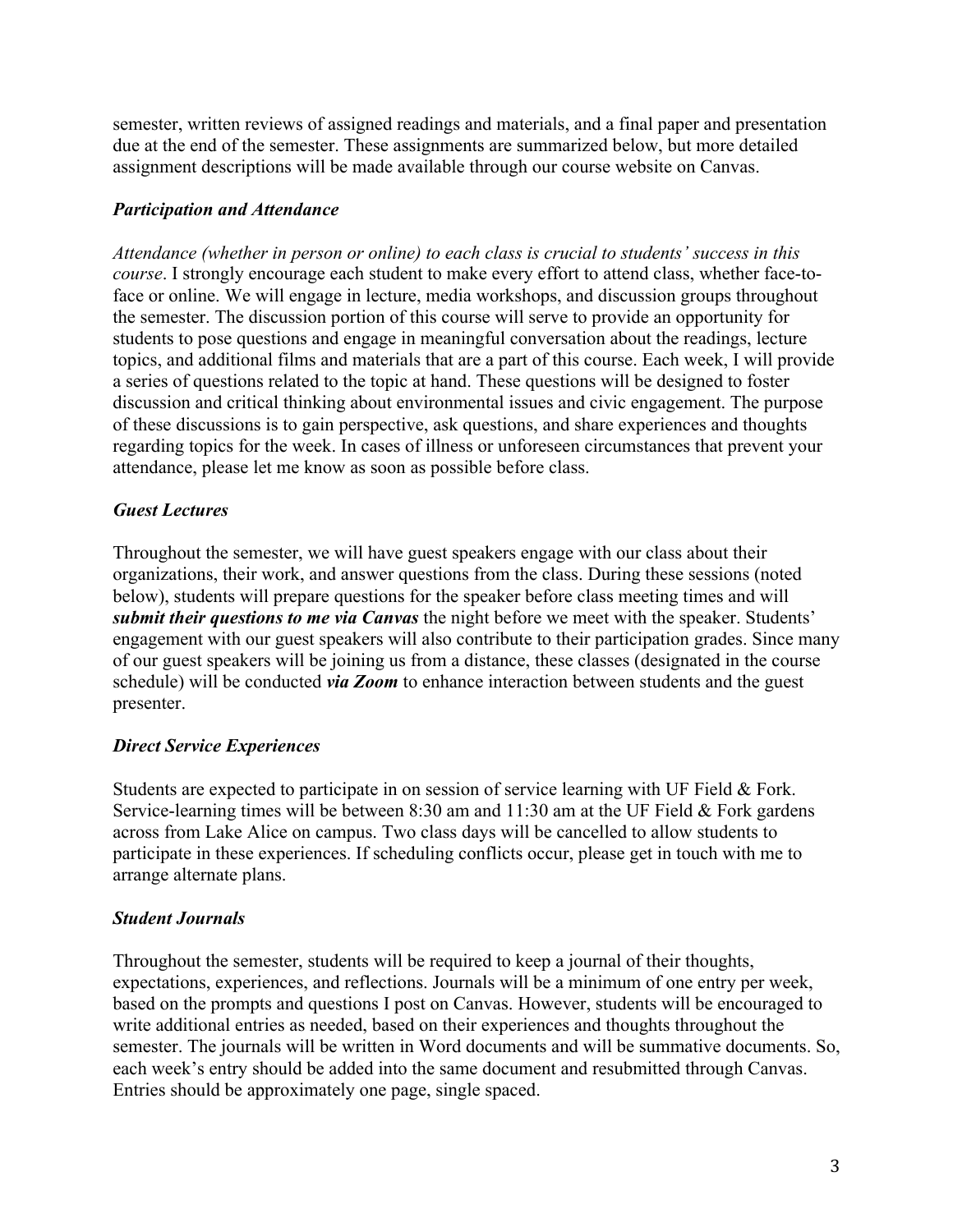semester, written reviews of assigned readings and materials, and a final paper and presentation due at the end of the semester. These assignments are summarized below, but more detailed assignment descriptions will be made available through our course website on Canvas.

### *Participation and Attendance*

*Attendance (whether in person or online) to each class is crucial to students' success in this course*. I strongly encourage each student to make every effort to attend class, whether face-to-face or online. We will engage in lecture, media workshops, and discussion groups throughout the semester. The discussion portion of this course will serve to provide an opportunity for students to pose questions and engage in meaningful conversation about the readings, lecture topics, and additional films and materials that are a part of this course. Each week, I will provide a series of questions related to the topic at hand. These questions will be designed to foster discussion and critical thinking about environmental issues and civic engagement. The purpose of these discussions is to gain perspective, ask questions, and share experiences and thoughts regarding topics for the week. In cases of illness or unforeseen circumstances that prevent your attendance, please let me know as soon as possible before class.

### *Guest Lectures*

Throughout the semester, we will have guest speakers engage with our class about their organizations, their work, and answer questions from the class. During these sessions (noted below), students will prepare questions for the speaker before class meeting times and will ***submit their questions to me via Canvas*** the night before we meet with the speaker. Students' engagement with our guest speakers will also contribute to their participation grades. Since many of our guest speakers will be joining us from a distance, these classes (designated in the course schedule) will be conducted ***via Zoom*** to enhance interaction between students and the guest presenter.

### *Direct Service Experiences*

Students are expected to participate in on session of service learning with UF Field & Fork. Service-learning times will be between 8:30 am and 11:30 am at the UF Field & Fork gardens across from Lake Alice on campus. Two class days will be cancelled to allow students to participate in these experiences. If scheduling conflicts occur, please get in touch with me to arrange alternate plans.

### *Student Journals*

Throughout the semester, students will be required to keep a journal of their thoughts, expectations, experiences, and reflections. Journals will be a minimum of one entry per week, based on the prompts and questions I post on Canvas. However, students will be encouraged to write additional entries as needed, based on their experiences and thoughts throughout the semester. The journals will be written in Word documents and will be summative documents. So, each week's entry should be added into the same document and resubmitted through Canvas. Entries should be approximately one page, single spaced.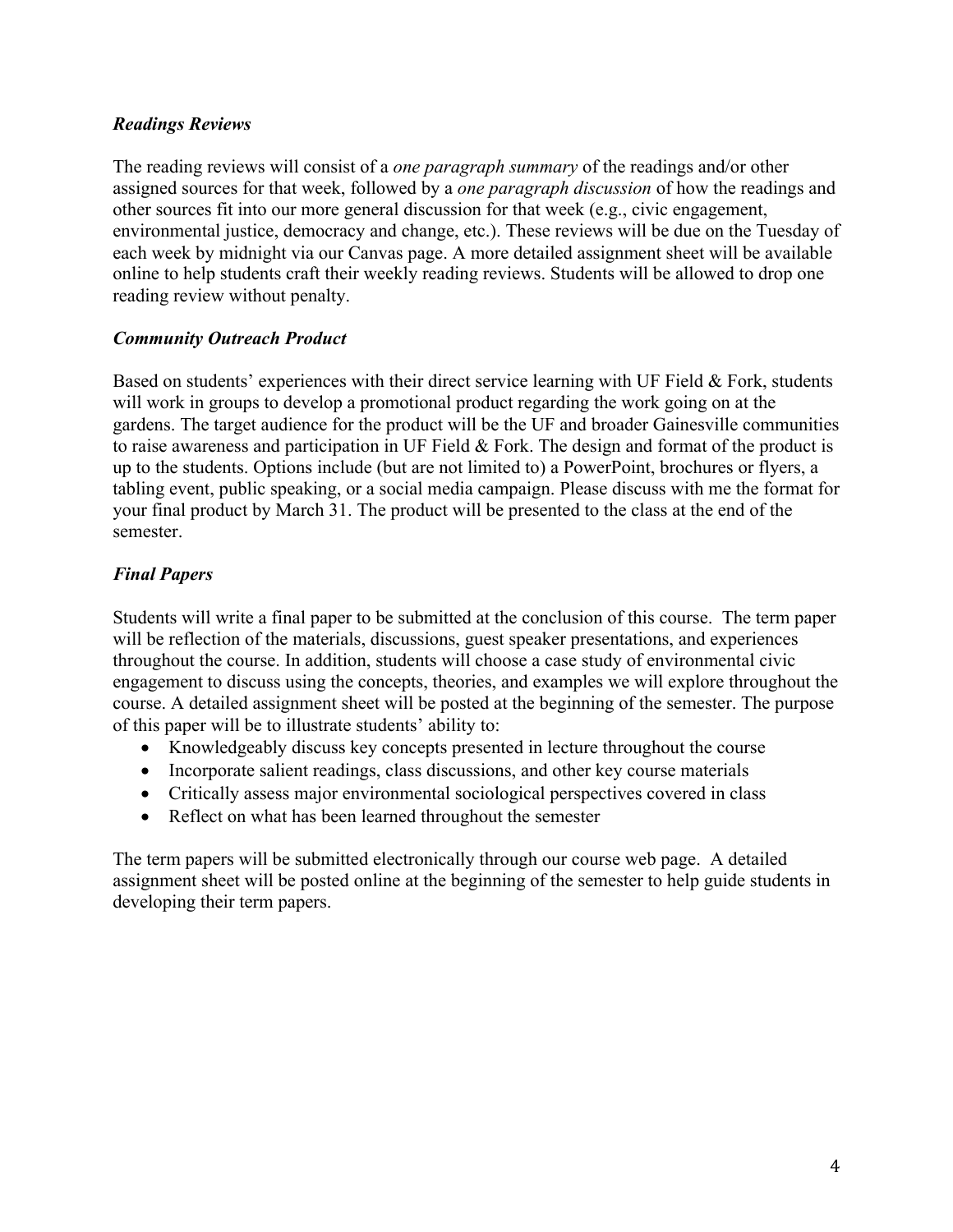### *Readings Reviews*

The reading reviews will consist of a *one paragraph summary* of the readings and/or other assigned sources for that week, followed by a *one paragraph discussion* of how the readings and other sources fit into our more general discussion for that week (e.g., civic engagement, environmental justice, democracy and change, etc.). These reviews will be due on the Tuesday of each week by midnight via our Canvas page. A more detailed assignment sheet will be available online to help students craft their weekly reading reviews. Students will be allowed to drop one reading review without penalty.

### *Community Outreach Product*

Based on students' experiences with their direct service learning with UF Field & Fork, students will work in groups to develop a promotional product regarding the work going on at the gardens. The target audience for the product will be the UF and broader Gainesville communities to raise awareness and participation in UF Field & Fork. The design and format of the product is up to the students. Options include (but are not limited to) a PowerPoint, brochures or flyers, a tabling event, public speaking, or a social media campaign. Please discuss with me the format for your final product by March 31. The product will be presented to the class at the end of the semester.

### *Final Papers*

Students will write a final paper to be submitted at the conclusion of this course. The term paper will be reflection of the materials, discussions, guest speaker presentations, and experiences throughout the course. In addition, students will choose a case study of environmental civic engagement to discuss using the concepts, theories, and examples we will explore throughout the course. A detailed assignment sheet will be posted at the beginning of the semester. The purpose of this paper will be to illustrate students' ability to:

- Knowledgeably discuss key concepts presented in lecture throughout the course
- Incorporate salient readings, class discussions, and other key course materials
- Critically assess major environmental sociological perspectives covered in class
- Reflect on what has been learned throughout the semester

The term papers will be submitted electronically through our course web page. A detailed assignment sheet will be posted online at the beginning of the semester to help guide students in developing their term papers.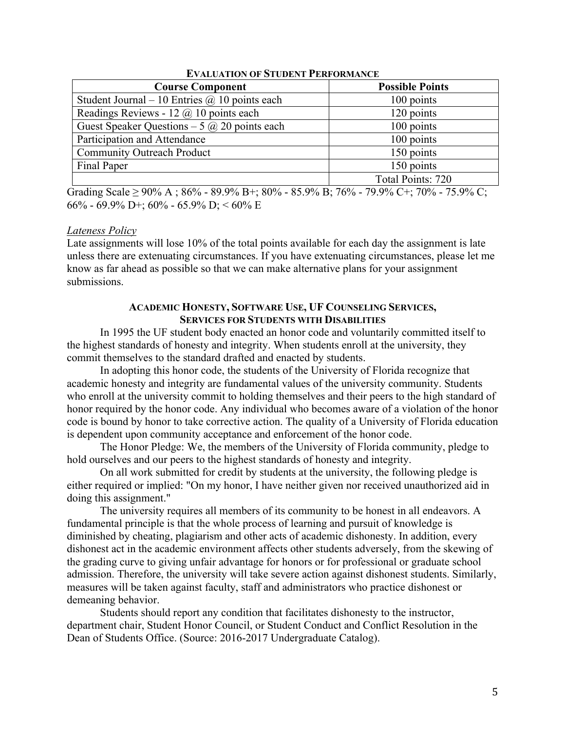## EVALUATION OF STUDENT PERFORMANCE

| Course Component | Possible Points |
|---|---|
| Student Journal – 10 Entries @ 10 points each | 100 points |
| Readings Reviews - 12 @ 10 points each | 120 points |
| Guest Speaker Questions – 5 @ 20 points each | 100 points |
| Participation and Attendance | 100 points |
| Community Outreach Product | 150 points |
| Final Paper | 150 points |
| | Total Points: 720 |

Grading Scale ≥ 90% A ; 86% - 89.9% B+; 80% - 85.9% B; 76% - 79.9% C+; 70% - 75.9% C; 66% - 69.9% D+; 60% - 65.9% D; < 60% E

*Lateness Policy*

Late assignments will lose 10% of the total points available for each day the assignment is late unless there are extenuating circumstances. If you have extenuating circumstances, please let me know as far ahead as possible so that we can make alternative plans for your assignment submissions.

## ACADEMIC HONESTY, SOFTWARE USE, UF COUNSELING SERVICES, SERVICES FOR STUDENTS WITH DISABILITIES

In 1995 the UF student body enacted an honor code and voluntarily committed itself to the highest standards of honesty and integrity. When students enroll at the university, they commit themselves to the standard drafted and enacted by students.

In adopting this honor code, the students of the University of Florida recognize that academic honesty and integrity are fundamental values of the university community. Students who enroll at the university commit to holding themselves and their peers to the high standard of honor required by the honor code. Any individual who becomes aware of a violation of the honor code is bound by honor to take corrective action. The quality of a University of Florida education is dependent upon community acceptance and enforcement of the honor code.

The Honor Pledge: We, the members of the University of Florida community, pledge to hold ourselves and our peers to the highest standards of honesty and integrity.

On all work submitted for credit by students at the university, the following pledge is either required or implied: "On my honor, I have neither given nor received unauthorized aid in doing this assignment."

The university requires all members of its community to be honest in all endeavors. A fundamental principle is that the whole process of learning and pursuit of knowledge is diminished by cheating, plagiarism and other acts of academic dishonesty. In addition, every dishonest act in the academic environment affects other students adversely, from the skewing of the grading curve to giving unfair advantage for honors or for professional or graduate school admission. Therefore, the university will take severe action against dishonest students. Similarly, measures will be taken against faculty, staff and administrators who practice dishonest or demeaning behavior.

Students should report any condition that facilitates dishonesty to the instructor, department chair, Student Honor Council, or Student Conduct and Conflict Resolution in the Dean of Students Office. (Source: 2016-2017 Undergraduate Catalog).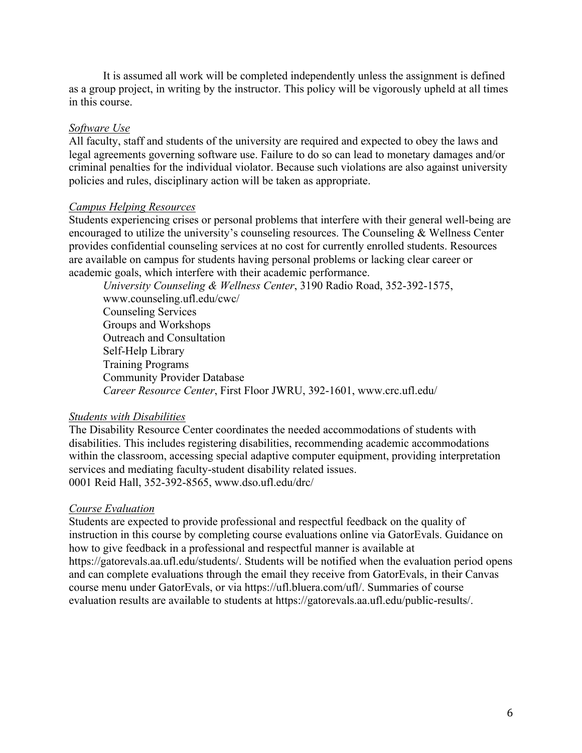It is assumed all work will be completed independently unless the assignment is defined as a group project, in writing by the instructor. This policy will be vigorously upheld at all times in this course.

*Software Use*

All faculty, staff and students of the university are required and expected to obey the laws and legal agreements governing software use. Failure to do so can lead to monetary damages and/or criminal penalties for the individual violator. Because such violations are also against university policies and rules, disciplinary action will be taken as appropriate.

*Campus Helping Resources*

Students experiencing crises or personal problems that interfere with their general well-being are encouraged to utilize the university's counseling resources. The Counseling & Wellness Center provides confidential counseling services at no cost for currently enrolled students. Resources are available on campus for students having personal problems or lacking clear career or academic goals, which interfere with their academic performance.

*University Counseling & Wellness Center*, 3190 Radio Road, 352-392-1575, www.counseling.ufl.edu/cwc/
Counseling Services
Groups and Workshops
Outreach and Consultation
Self-Help Library
Training Programs
Community Provider Database
*Career Resource Center*, First Floor JWRU, 392-1601, www.crc.ufl.edu/

*Students with Disabilities*

The Disability Resource Center coordinates the needed accommodations of students with disabilities. This includes registering disabilities, recommending academic accommodations within the classroom, accessing special adaptive computer equipment, providing interpretation services and mediating faculty-student disability related issues.
0001 Reid Hall, 352-392-8565, www.dso.ufl.edu/drc/

*Course Evaluation*

Students are expected to provide professional and respectful feedback on the quality of instruction in this course by completing course evaluations online via GatorEvals. Guidance on how to give feedback in a professional and respectful manner is available at https://gatorevals.aa.ufl.edu/students/. Students will be notified when the evaluation period opens and can complete evaluations through the email they receive from GatorEvals, in their Canvas course menu under GatorEvals, or via https://ufl.bluera.com/ufl/. Summaries of course evaluation results are available to students at https://gatorevals.aa.ufl.edu/public-results/.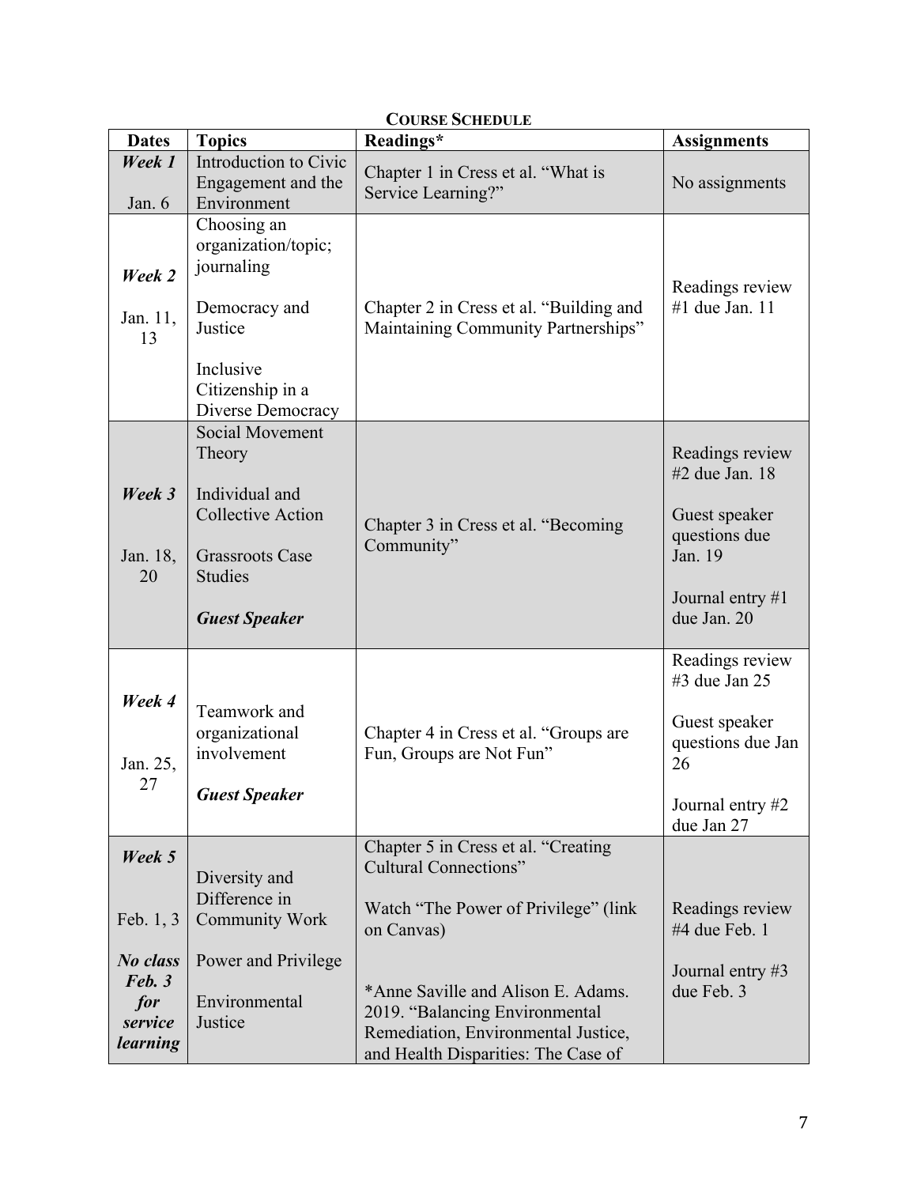**Course Schedule**

| Dates | Topics | Readings* | Assignments |
|---|---|---|---|
| ***Week 1*** Jan. 6 | Introduction to Civic Engagement and the Environment | Chapter 1 in Cress et al. "What is Service Learning?" | No assignments |
| ***Week 2*** Jan. 11, 13 | Choosing an organization/topic; journaling<br><br>Democracy and Justice<br><br>Inclusive Citizenship in a Diverse Democracy | Chapter 2 in Cress et al. "Building and Maintaining Community Partnerships" | Readings review #1 due Jan. 11 |
| ***Week 3*** Jan. 18, 20 | Social Movement Theory<br><br>Individual and Collective Action<br><br>Grassroots Case Studies<br><br>***Guest Speaker*** | Chapter 3 in Cress et al. "Becoming Community" | Readings review #2 due Jan. 18<br><br>Guest speaker questions due Jan. 19<br><br>Journal entry #1 due Jan. 20 |
| ***Week 4*** Jan. 25, 27 | Teamwork and organizational involvement<br><br>***Guest Speaker*** | Chapter 4 in Cress et al. "Groups are Fun, Groups are Not Fun" | Readings review #3 due Jan 25<br><br>Guest speaker questions due Jan 26<br><br>Journal entry #2 due Jan 27 |
| ***Week 5*** Feb. 1, 3<br><br>***No class Feb. 3 for service learning*** | Diversity and Difference in Community Work<br><br>Power and Privilege<br><br>Environmental Justice | Chapter 5 in Cress et al. "Creating Cultural Connections"<br><br>Watch "The Power of Privilege" (link on Canvas)<br><br>*Anne Saville and Alison E. Adams. 2019. "Balancing Environmental Remediation, Environmental Justice, and Health Disparities: The Case of | Readings review #4 due Feb. 1<br><br>Journal entry #3 due Feb. 3 |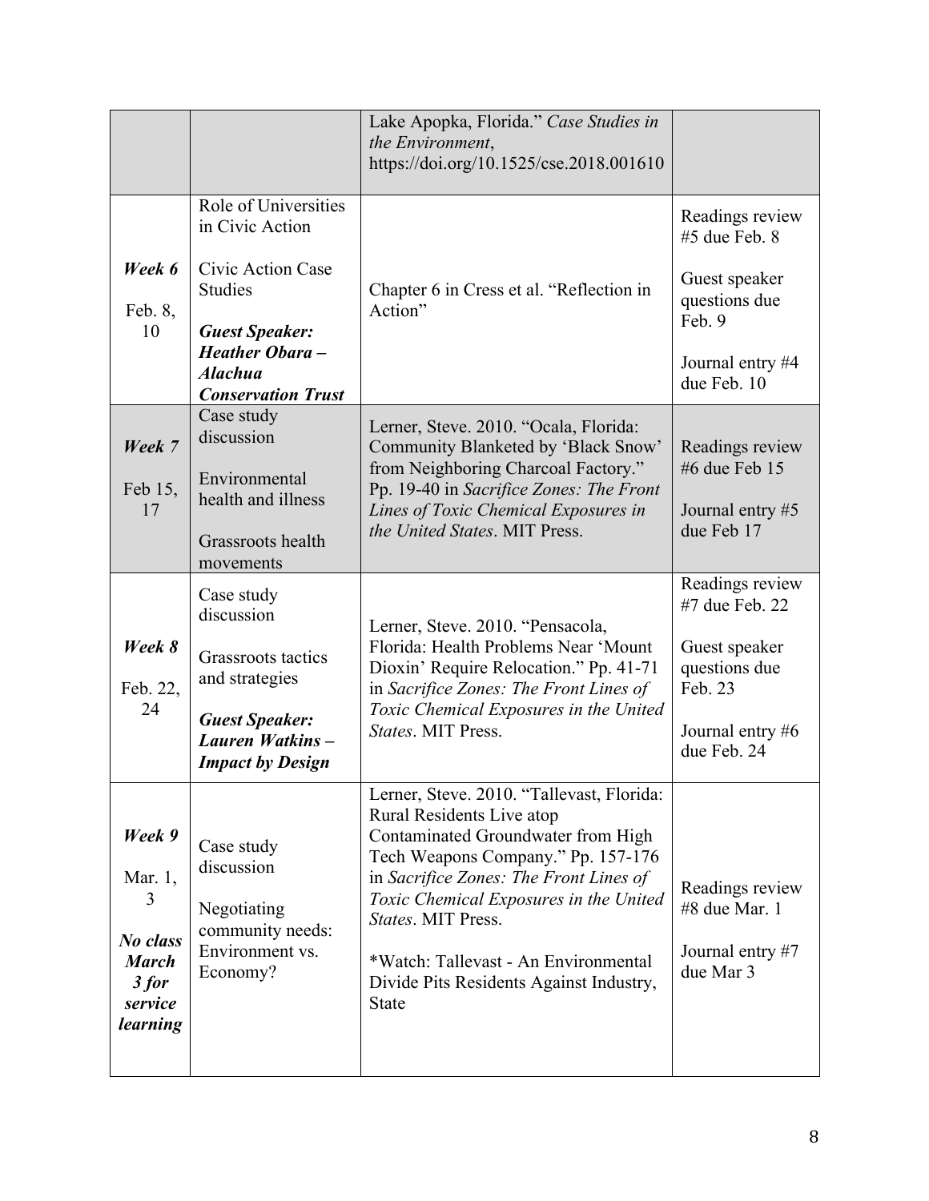| | | | |
|---|---|---|---|
| | | Lake Apopka, Florida." *Case Studies in the Environment*, https://doi.org/10.1525/cse.2018.001610 | |
| ***Week 6*** Feb. 8, 10 | Role of Universities in Civic Action<br><br>Civic Action Case Studies<br><br>***Guest Speaker: Heather Obara – Alachua Conservation Trust*** | Chapter 6 in Cress et al. "Reflection in Action" | Readings review #5 due Feb. 8<br><br>Guest speaker questions due Feb. 9<br><br>Journal entry #4 due Feb. 10 |
| ***Week 7*** Feb 15, 17 | Case study discussion<br><br>Environmental health and illness<br><br>Grassroots health movements | Lerner, Steve. 2010. "Ocala, Florida: Community Blanketed by 'Black Snow' from Neighboring Charcoal Factory." Pp. 19-40 in *Sacrifice Zones: The Front Lines of Toxic Chemical Exposures in the United States*. MIT Press. | Readings review #6 due Feb 15<br><br>Journal entry #5 due Feb 17 |
| ***Week 8*** Feb. 22, 24 | Case study discussion<br><br>Grassroots tactics and strategies<br><br>***Guest Speaker: Lauren Watkins – Impact by Design*** | Lerner, Steve. 2010. "Pensacola, Florida: Health Problems Near 'Mount Dioxin' Require Relocation." Pp. 41-71 in *Sacrifice Zones: The Front Lines of Toxic Chemical Exposures in the United States*. MIT Press. | Readings review #7 due Feb. 22<br><br>Guest speaker questions due Feb. 23<br><br>Journal entry #6 due Feb. 24 |
| ***Week 9*** Mar. 1, 3<br><br>***No class March 3 for service learning*** | Case study discussion<br><br>Negotiating community needs: Environment vs. Economy? | Lerner, Steve. 2010. "Tallevast, Florida: Rural Residents Live atop Contaminated Groundwater from High Tech Weapons Company." Pp. 157-176 in *Sacrifice Zones: The Front Lines of Toxic Chemical Exposures in the United States*. MIT Press.<br><br>*Watch: Tallevast - An Environmental Divide Pits Residents Against Industry, State | Readings review #8 due Mar. 1<br><br>Journal entry #7 due Mar 3 |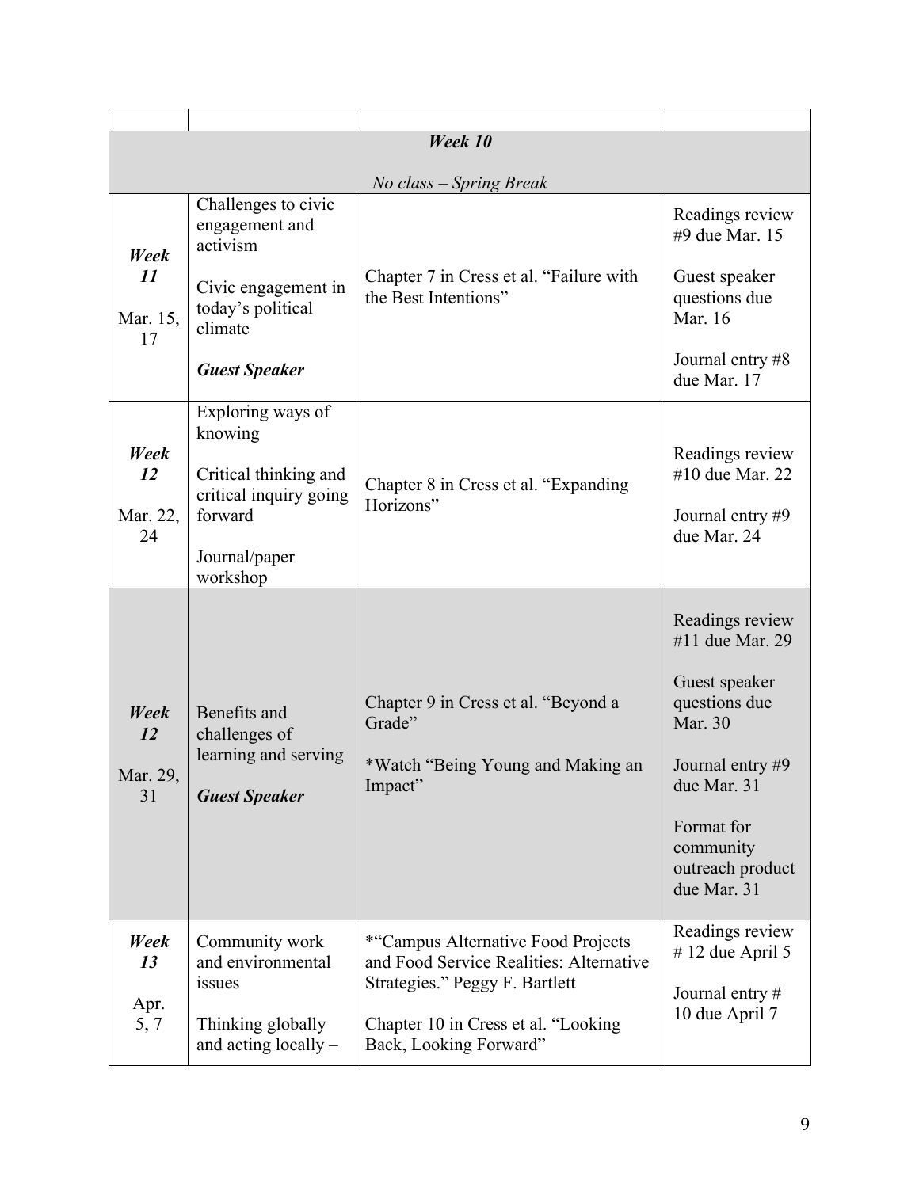| | | | |
|---|---|---|---|
| ***Week 10*** <br><br> *No class – Spring Break* | | | |
| ***Week 11*** <br><br> Mar. 15, 17 | Challenges to civic engagement and activism <br><br> Civic engagement in today's political climate <br><br> ***Guest Speaker*** | Chapter 7 in Cress et al. "Failure with the Best Intentions" | Readings review #9 due Mar. 15 <br><br> Guest speaker questions due Mar. 16 <br><br> Journal entry #8 due Mar. 17 |
| ***Week 12*** <br><br> Mar. 22, 24 | Exploring ways of knowing <br><br> Critical thinking and critical inquiry going forward <br><br> Journal/paper workshop | Chapter 8 in Cress et al. "Expanding Horizons" | Readings review #10 due Mar. 22 <br><br> Journal entry #9 due Mar. 24 |
| ***Week 12*** <br><br> Mar. 29, 31 | Benefits and challenges of learning and serving <br><br> ***Guest Speaker*** | Chapter 9 in Cress et al. "Beyond a Grade" <br><br> *Watch "Being Young and Making an Impact" | Readings review #11 due Mar. 29 <br><br> Guest speaker questions due Mar. 30 <br><br> Journal entry #9 due Mar. 31 <br><br> Format for community outreach product due Mar. 31 |
| ***Week 13*** <br><br> Apr. 5, 7 | Community work and environmental issues <br><br> Thinking globally and acting locally – | *"Campus Alternative Food Projects and Food Service Realities: Alternative Strategies." Peggy F. Bartlett <br><br> Chapter 10 in Cress et al. "Looking Back, Looking Forward" | Readings review # 12 due April 5 <br><br> Journal entry # 10 due April 7 |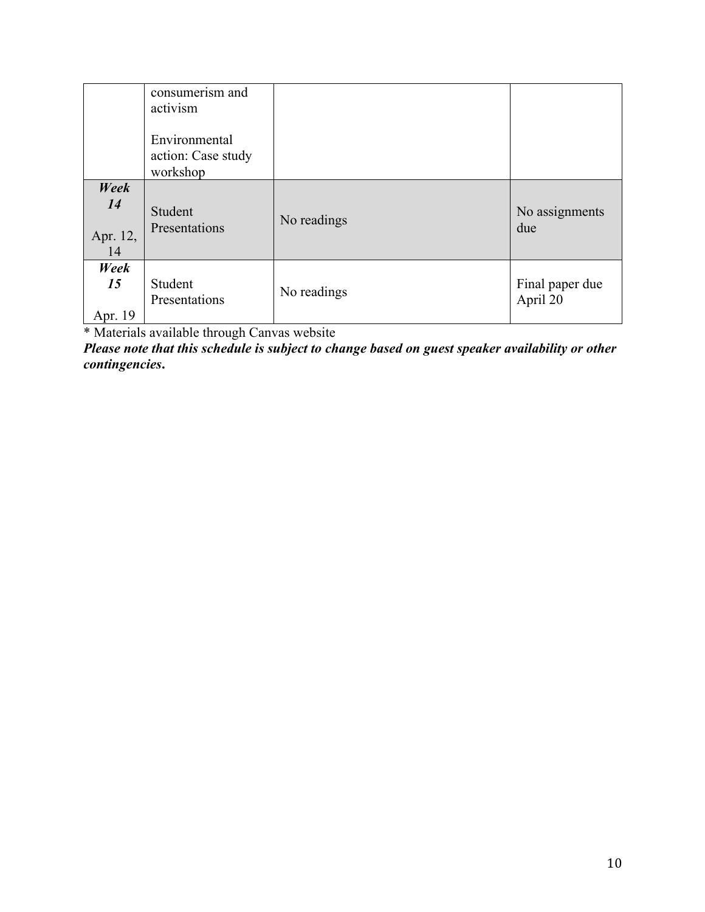| | | | |
|---|---|---|---|
| | consumerism and activism<br><br>Environmental action: Case study workshop | | |
| ***Week 14***<br><br>Apr. 12, 14 | Student Presentations | No readings | No assignments due |
| ***Week 15***<br><br>Apr. 19 | Student Presentations | No readings | Final paper due April 20 |

* Materials available through Canvas website

***Please note that this schedule is subject to change based on guest speaker availability or other contingencies.***